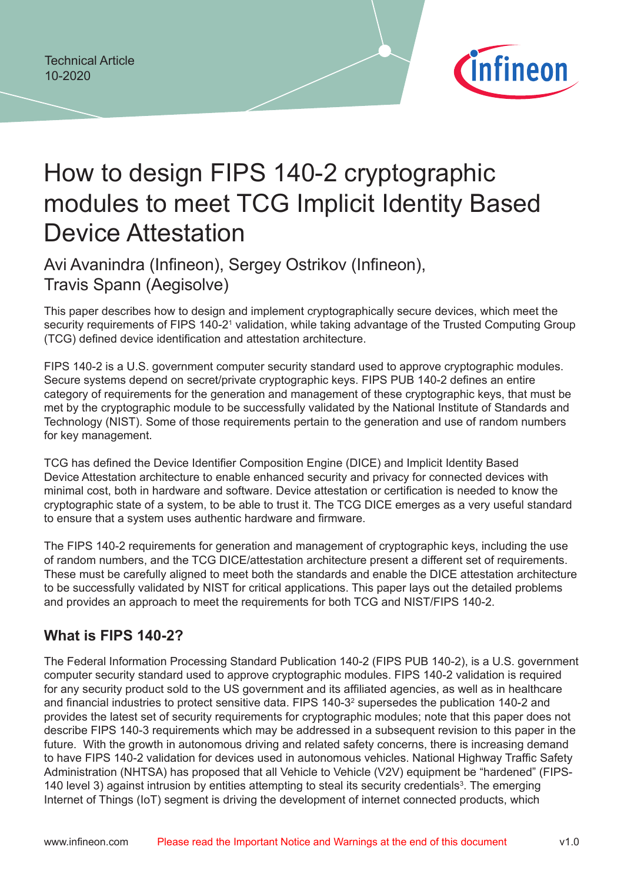Technical Article
10-2020

# How to design FIPS 140-2 cryptographic modules to meet TCG Implicit Identity Based Device Attestation

Avi Avanindra (Infineon), Sergey Ostrikov (Infineon), Travis Spann (Aegisolve)

This paper describes how to design and implement cryptographically secure devices, which meet the security requirements of FIPS 140-2[1] validation, while taking advantage of the Trusted Computing Group (TCG) defined device identification and attestation architecture.

FIPS 140-2 is a U.S. government computer security standard used to approve cryptographic modules. Secure systems depend on secret/private cryptographic keys. FIPS PUB 140-2 defines an entire category of requirements for the generation and management of these cryptographic keys, that must be met by the cryptographic module to be successfully validated by the National Institute of Standards and Technology (NIST). Some of those requirements pertain to the generation and use of random numbers for key management.

TCG has defined the Device Identifier Composition Engine (DICE) and Implicit Identity Based Device Attestation architecture to enable enhanced security and privacy for connected devices with minimal cost, both in hardware and software. Device attestation or certification is needed to know the cryptographic state of a system, to be able to trust it. The TCG DICE emerges as a very useful standard to ensure that a system uses authentic hardware and firmware.

The FIPS 140-2 requirements for generation and management of cryptographic keys, including the use of random numbers, and the TCG DICE/attestation architecture present a different set of requirements. These must be carefully aligned to meet both the standards and enable the DICE attestation architecture to be successfully validated by NIST for critical applications. This paper lays out the detailed problems and provides an approach to meet the requirements for both TCG and NIST/FIPS 140-2.

## What is FIPS 140-2?

The Federal Information Processing Standard Publication 140-2 (FIPS PUB 140-2), is a U.S. government computer security standard used to approve cryptographic modules. FIPS 140-2 validation is required for any security product sold to the US government and its affiliated agencies, as well as in healthcare and financial industries to protect sensitive data. FIPS 140-3[2] supersedes the publication 140-2 and provides the latest set of security requirements for cryptographic modules; note that this paper does not describe FIPS 140-3 requirements which may be addressed in a subsequent revision to this paper in the future. With the growth in autonomous driving and related safety concerns, there is increasing demand to have FIPS 140-2 validation for devices used in autonomous vehicles. National Highway Traffic Safety Administration (NHTSA) has proposed that all Vehicle to Vehicle (V2V) equipment be "hardened" (FIPS-140 level 3) against intrusion by entities attempting to steal its security credentials[3]. The emerging Internet of Things (IoT) segment is driving the development of internet connected products, which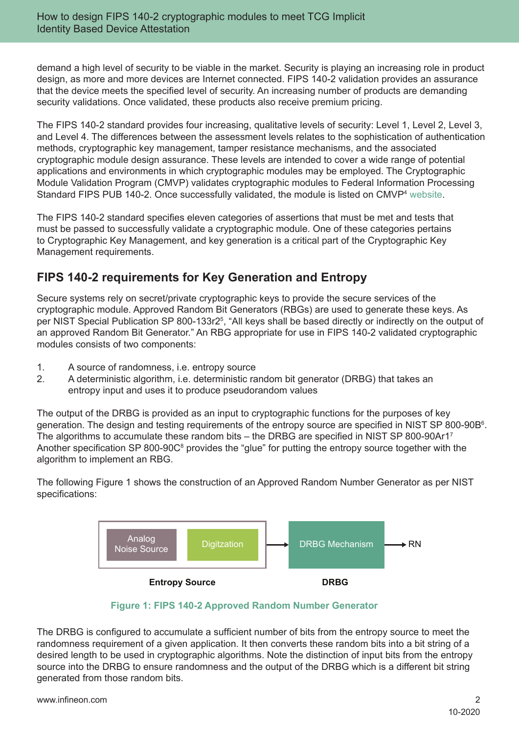demand a high level of security to be viable in the market. Security is playing an increasing role in product design, as more and more devices are Internet connected. FIPS 140-2 validation provides an assurance that the device meets the specified level of security. An increasing number of products are demanding security validations. Once validated, these products also receive premium pricing.

The FIPS 140-2 standard provides four increasing, qualitative levels of security: Level 1, Level 2, Level 3, and Level 4. The differences between the assessment levels relates to the sophistication of authentication methods, cryptographic key management, tamper resistance mechanisms, and the associated cryptographic module design assurance. These levels are intended to cover a wide range of potential applications and environments in which cryptographic modules may be employed. The Cryptographic Module Validation Program (CMVP) validates cryptographic modules to Federal Information Processing Standard FIPS PUB 140-2. Once successfully validated, the module is listed on CMVP[4] website.

The FIPS 140-2 standard specifies eleven categories of assertions that must be met and tests that must be passed to successfully validate a cryptographic module. One of these categories pertains to Cryptographic Key Management, and key generation is a critical part of the Cryptographic Key Management requirements.

## FIPS 140-2 requirements for Key Generation and Entropy

Secure systems rely on secret/private cryptographic keys to provide the secure services of the cryptographic module. Approved Random Bit Generators (RBGs) are used to generate these keys. As per NIST Special Publication SP 800-133r2[5], "All keys shall be based directly or indirectly on the output of an approved Random Bit Generator." An RBG appropriate for use in FIPS 140-2 validated cryptographic modules consists of two components:

1. A source of randomness, i.e. entropy source
2. A deterministic algorithm, i.e. deterministic random bit generator (DRBG) that takes an entropy input and uses it to produce pseudorandom values

The output of the DRBG is provided as an input to cryptographic functions for the purposes of key generation. The design and testing requirements of the entropy source are specified in NIST SP 800-90B[6]. The algorithms to accumulate these random bits – the DRBG are specified in NIST SP 800-90Ar1[7] Another specification SP 800-90C[8] provides the "glue" for putting the entropy source together with the algorithm to implement an RBG.

The following Figure 1 shows the construction of an Approved Random Number Generator as per NIST specifications:

Analog Noise Source → Digitzation (Entropy Source) → DRBG Mechanism (DRBG) → RN

**Figure 1: FIPS 140-2 Approved Random Number Generator**

The DRBG is configured to accumulate a sufficient number of bits from the entropy source to meet the randomness requirement of a given application. It then converts these random bits into a bit string of a desired length to be used in cryptographic algorithms. Note the distinction of input bits from the entropy source into the DRBG to ensure randomness and the output of the DRBG which is a different bit string generated from those random bits.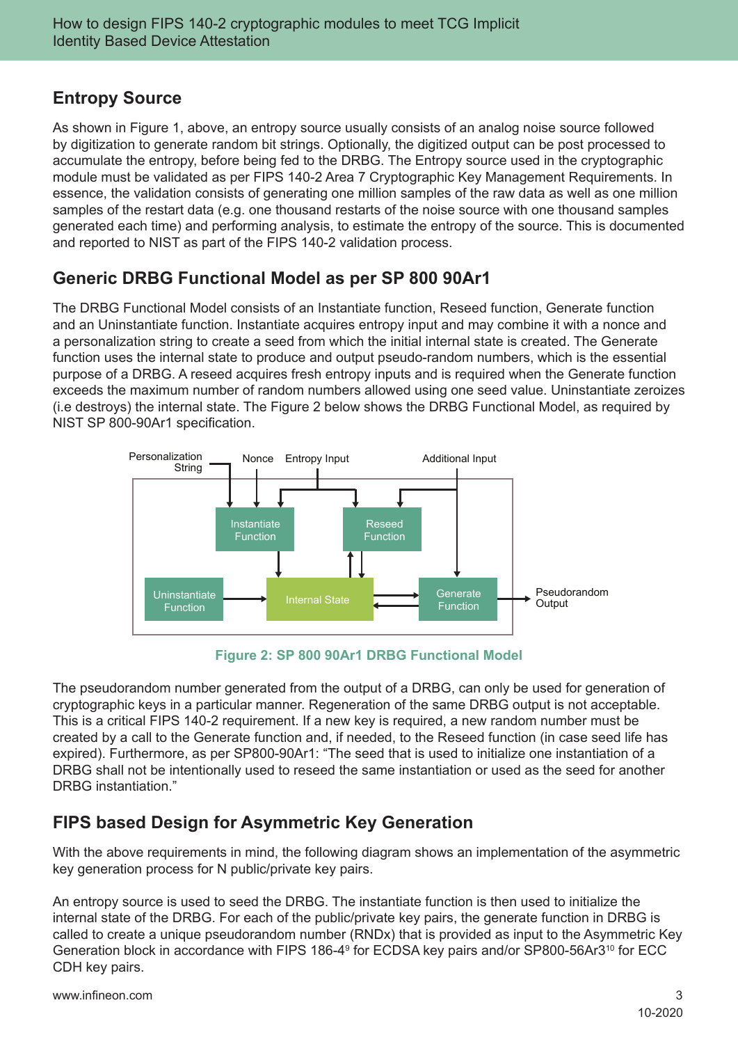## Entropy Source

As shown in Figure 1, above, an entropy source usually consists of an analog noise source followed by digitization to generate random bit strings. Optionally, the digitized output can be post processed to accumulate the entropy, before being fed to the DRBG. The Entropy source used in the cryptographic module must be validated as per FIPS 140-2 Area 7 Cryptographic Key Management Requirements. In essence, the validation consists of generating one million samples of the raw data as well as one million samples of the restart data (e.g. one thousand restarts of the noise source with one thousand samples generated each time) and performing analysis, to estimate the entropy of the source. This is documented and reported to NIST as part of the FIPS 140-2 validation process.

## Generic DRBG Functional Model as per SP 800 90Ar1

The DRBG Functional Model consists of an Instantiate function, Reseed function, Generate function and an Uninstantiate function. Instantiate acquires entropy input and may combine it with a nonce and a personalization string to create a seed from which the initial internal state is created. The Generate function uses the internal state to produce and output pseudo-random numbers, which is the essential purpose of a DRBG. A reseed acquires fresh entropy inputs and is required when the Generate function exceeds the maximum number of random numbers allowed using one seed value. Uninstantiate zeroizes (i.e destroys) the internal state. The Figure 2 below shows the DRBG Functional Model, as required by NIST SP 800-90Ar1 specification.

Figure 2: SP 800 90Ar1 DRBG Functional Model

The pseudorandom number generated from the output of a DRBG, can only be used for generation of cryptographic keys in a particular manner. Regeneration of the same DRBG output is not acceptable. This is a critical FIPS 140-2 requirement. If a new key is required, a new random number must be created by a call to the Generate function and, if needed, to the Reseed function (in case seed life has expired). Furthermore, as per SP800-90Ar1: "The seed that is used to initialize one instantiation of a DRBG shall not be intentionally used to reseed the same instantiation or used as the seed for another DRBG instantiation."

## FIPS based Design for Asymmetric Key Generation

With the above requirements in mind, the following diagram shows an implementation of the asymmetric key generation process for N public/private key pairs.

An entropy source is used to seed the DRBG. The instantiate function is then used to initialize the internal state of the DRBG. For each of the public/private key pairs, the generate function in DRBG is called to create a unique pseudorandom number (RNDx) that is provided as input to the Asymmetric Key Generation block in accordance with FIPS 186-4[9] for ECDSA key pairs and/or SP800-56Ar3[10] for ECC CDH key pairs.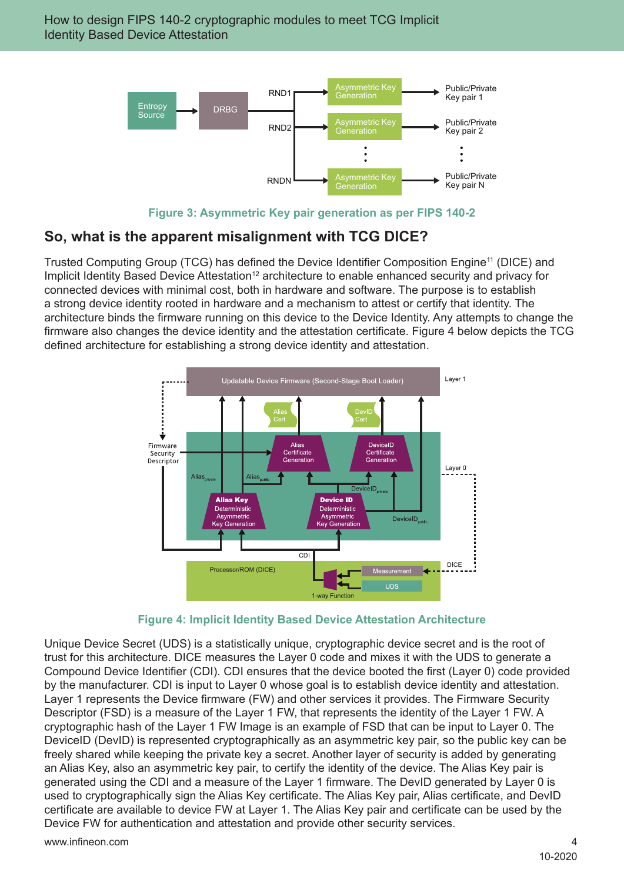Figure 3: Asymmetric Key pair generation as per FIPS 140-2

## So, what is the apparent misalignment with TCG DICE?

Trusted Computing Group (TCG) has defined the Device Identifier Composition Engine[11] (DICE) and Implicit Identity Based Device Attestation[12] architecture to enable enhanced security and privacy for connected devices with minimal cost, both in hardware and software. The purpose is to establish a strong device identity rooted in hardware and a mechanism to attest or certify that identity. The architecture binds the firmware running on this device to the Device Identity. Any attempts to change the firmware also changes the device identity and the attestation certificate. Figure 4 below depicts the TCG defined architecture for establishing a strong device identity and attestation.

Figure 4: Implicit Identity Based Device Attestation Architecture

Unique Device Secret (UDS) is a statistically unique, cryptographic device secret and is the root of trust for this architecture. DICE measures the Layer 0 code and mixes it with the UDS to generate a Compound Device Identifier (CDI). CDI ensures that the device booted the first (Layer 0) code provided by the manufacturer. CDI is input to Layer 0 whose goal is to establish device identity and attestation. Layer 1 represents the Device firmware (FW) and other services it provides. The Firmware Security Descriptor (FSD) is a measure of the Layer 1 FW, that represents the identity of the Layer 1 FW. A cryptographic hash of the Layer 1 FW Image is an example of FSD that can be input to Layer 0. The DeviceID (DevID) is represented cryptographically as an asymmetric key pair, so the public key can be freely shared while keeping the private key a secret. Another layer of security is added by generating an Alias Key, also an asymmetric key pair, to certify the identity of the device. The Alias Key pair is generated using the CDI and a measure of the Layer 1 firmware. The DevID generated by Layer 0 is used to cryptographically sign the Alias Key certificate. The Alias Key pair, Alias certificate, and DevID certificate are available to device FW at Layer 1. The Alias Key pair and certificate can be used by the Device FW for authentication and attestation and provide other security services.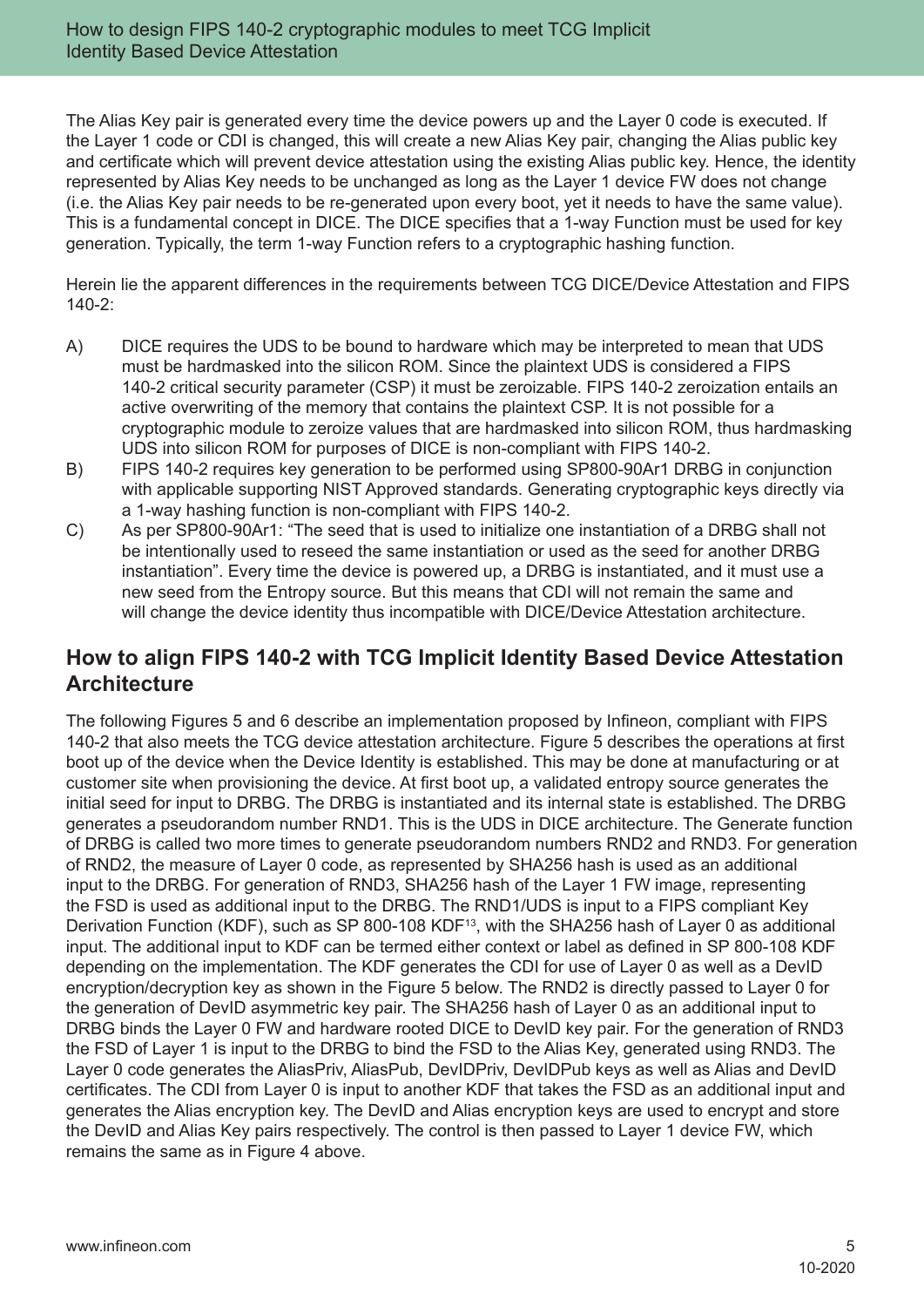The Alias Key pair is generated every time the device powers up and the Layer 0 code is executed. If the Layer 1 code or CDI is changed, this will create a new Alias Key pair, changing the Alias public key and certificate which will prevent device attestation using the existing Alias public key. Hence, the identity represented by Alias Key needs to be unchanged as long as the Layer 1 device FW does not change (i.e. the Alias Key pair needs to be re-generated upon every boot, yet it needs to have the same value). This is a fundamental concept in DICE. The DICE specifies that a 1-way Function must be used for key generation. Typically, the term 1-way Function refers to a cryptographic hashing function.

Herein lie the apparent differences in the requirements between TCG DICE/Device Attestation and FIPS 140-2:

A) DICE requires the UDS to be bound to hardware which may be interpreted to mean that UDS must be hardmasked into the silicon ROM. Since the plaintext UDS is considered a FIPS 140-2 critical security parameter (CSP) it must be zeroizable. FIPS 140-2 zeroization entails an active overwriting of the memory that contains the plaintext CSP. It is not possible for a cryptographic module to zeroize values that are hardmasked into silicon ROM, thus hardmasking UDS into silicon ROM for purposes of DICE is non-compliant with FIPS 140-2.

B) FIPS 140-2 requires key generation to be performed using SP800-90Ar1 DRBG in conjunction with applicable supporting NIST Approved standards. Generating cryptographic keys directly via a 1-way hashing function is non-compliant with FIPS 140-2.

C) As per SP800-90Ar1: "The seed that is used to initialize one instantiation of a DRBG shall not be intentionally used to reseed the same instantiation or used as the seed for another DRBG instantiation". Every time the device is powered up, a DRBG is instantiated, and it must use a new seed from the Entropy source. But this means that CDI will not remain the same and will change the device identity thus incompatible with DICE/Device Attestation architecture.

## How to align FIPS 140-2 with TCG Implicit Identity Based Device Attestation Architecture

The following Figures 5 and 6 describe an implementation proposed by Infineon, compliant with FIPS 140-2 that also meets the TCG device attestation architecture. Figure 5 describes the operations at first boot up of the device when the Device Identity is established. This may be done at manufacturing or at customer site when provisioning the device. At first boot up, a validated entropy source generates the initial seed for input to DRBG. The DRBG is instantiated and its internal state is established. The DRBG generates a pseudorandom number RND1. This is the UDS in DICE architecture. The Generate function of DRBG is called two more times to generate pseudorandom numbers RND2 and RND3. For generation of RND2, the measure of Layer 0 code, as represented by SHA256 hash is used as an additional input to the DRBG. For generation of RND3, SHA256 hash of the Layer 1 FW image, representing the FSD is used as additional input to the DRBG. The RND1/UDS is input to a FIPS compliant Key Derivation Function (KDF), such as SP 800-108 KDF[13], with the SHA256 hash of Layer 0 as additional input. The additional input to KDF can be termed either context or label as defined in SP 800-108 KDF depending on the implementation. The KDF generates the CDI for use of Layer 0 as well as a DevID encryption/decryption key as shown in the Figure 5 below. The RND2 is directly passed to Layer 0 for the generation of DevID asymmetric key pair. The SHA256 hash of Layer 0 as an additional input to DRBG binds the Layer 0 FW and hardware rooted DICE to DevID key pair. For the generation of RND3 the FSD of Layer 1 is input to the DRBG to bind the FSD to the Alias Key, generated using RND3. The Layer 0 code generates the AliasPriv, AliasPub, DevIDPriv, DevIDPub keys as well as Alias and DevID certificates. The CDI from Layer 0 is input to another KDF that takes the FSD as an additional input and generates the Alias encryption key. The DevID and Alias encryption keys are used to encrypt and store the DevID and Alias Key pairs respectively. The control is then passed to Layer 1 device FW, which remains the same as in Figure 4 above.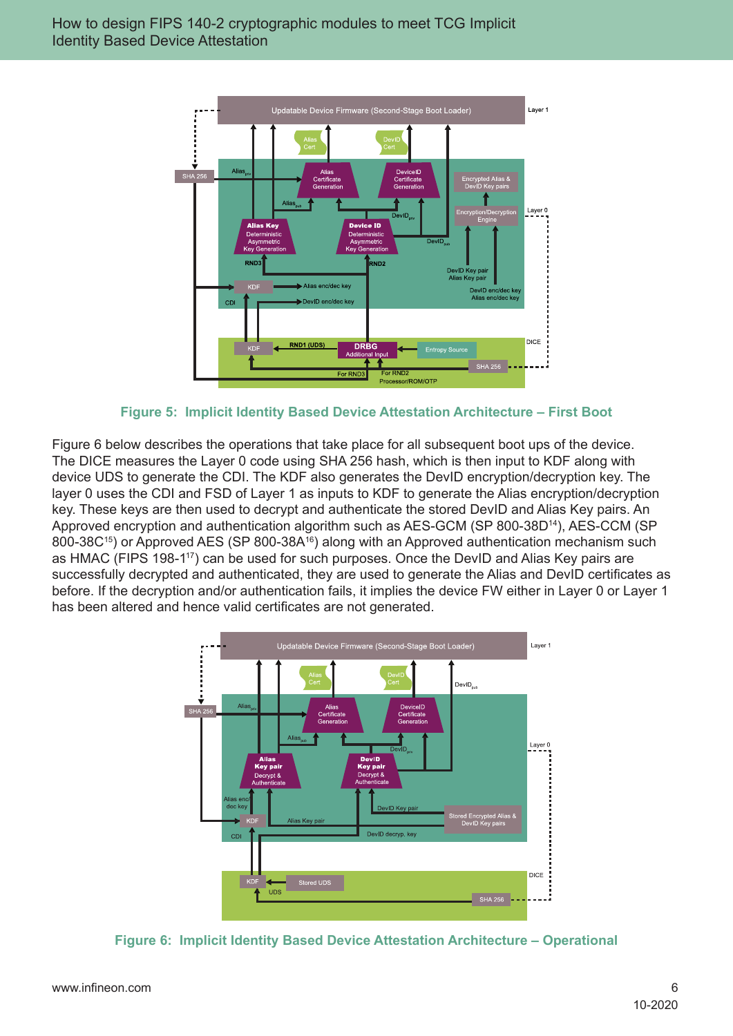Figure 5: Implicit Identity Based Device Attestation Architecture – First Boot

Figure 6 below describes the operations that take place for all subsequent boot ups of the device. The DICE measures the Layer 0 code using SHA 256 hash, which is then input to KDF along with device UDS to generate the CDI. The KDF also generates the DevID encryption/decryption key. The layer 0 uses the CDI and FSD of Layer 1 as inputs to KDF to generate the Alias encryption/decryption key. These keys are then used to decrypt and authenticate the stored DevID and Alias Key pairs. An Approved encryption and authentication algorithm such as AES-GCM (SP 800-38D[14]), AES-CCM (SP 800-38C[15]) or Approved AES (SP 800-38A[16]) along with an Approved authentication mechanism such as HMAC (FIPS 198-1[17]) can be used for such purposes. Once the DevID and Alias Key pairs are successfully decrypted and authenticated, they are used to generate the Alias and DevID certificates as before. If the decryption and/or authentication fails, it implies the device FW either in Layer 0 or Layer 1 has been altered and hence valid certificates are not generated.

Figure 6: Implicit Identity Based Device Attestation Architecture – Operational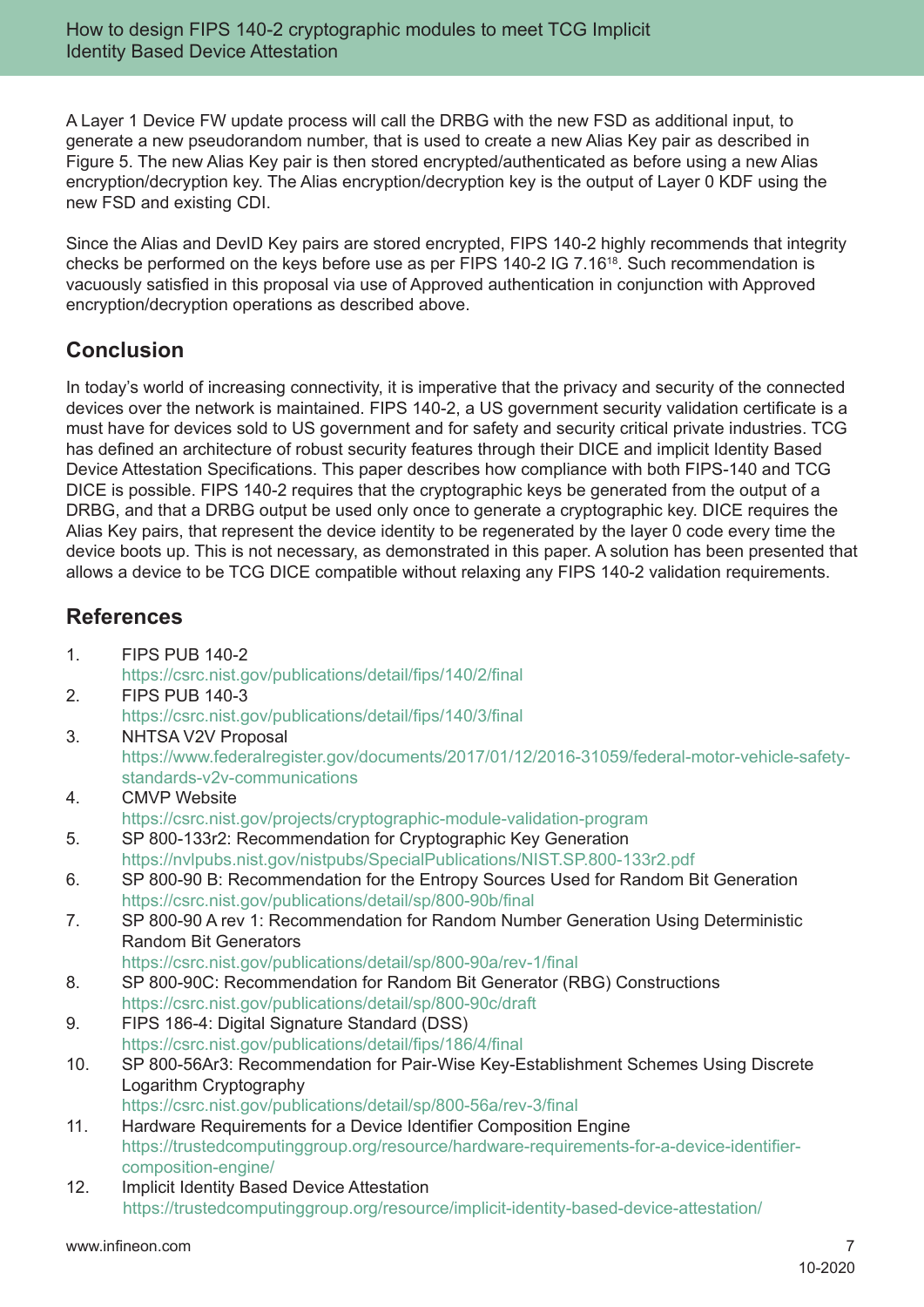A Layer 1 Device FW update process will call the DRBG with the new FSD as additional input, to generate a new pseudorandom number, that is used to create a new Alias Key pair as described in Figure 5. The new Alias Key pair is then stored encrypted/authenticated as before using a new Alias encryption/decryption key. The Alias encryption/decryption key is the output of Layer 0 KDF using the new FSD and existing CDI.

Since the Alias and DevID Key pairs are stored encrypted, FIPS 140-2 highly recommends that integrity checks be performed on the keys before use as per FIPS 140-2 IG 7.16[18]. Such recommendation is vacuously satisfied in this proposal via use of Approved authentication in conjunction with Approved encryption/decryption operations as described above.

## Conclusion

In today's world of increasing connectivity, it is imperative that the privacy and security of the connected devices over the network is maintained. FIPS 140-2, a US government security validation certificate is a must have for devices sold to US government and for safety and security critical private industries. TCG has defined an architecture of robust security features through their DICE and implicit Identity Based Device Attestation Specifications. This paper describes how compliance with both FIPS-140 and TCG DICE is possible. FIPS 140-2 requires that the cryptographic keys be generated from the output of a DRBG, and that a DRBG output be used only once to generate a cryptographic key. DICE requires the Alias Key pairs, that represent the device identity to be regenerated by the layer 0 code every time the device boots up. This is not necessary, as demonstrated in this paper. A solution has been presented that allows a device to be TCG DICE compatible without relaxing any FIPS 140-2 validation requirements.

## References

1. FIPS PUB 140-2
   https://csrc.nist.gov/publications/detail/fips/140/2/final
2. FIPS PUB 140-3
   https://csrc.nist.gov/publications/detail/fips/140/3/final
3. NHTSA V2V Proposal
   https://www.federalregister.gov/documents/2017/01/12/2016-31059/federal-motor-vehicle-safety-standards-v2v-communications
4. CMVP Website
   https://csrc.nist.gov/projects/cryptographic-module-validation-program
5. SP 800-133r2: Recommendation for Cryptographic Key Generation
   https://nvlpubs.nist.gov/nistpubs/SpecialPublications/NIST.SP.800-133r2.pdf
6. SP 800-90 B: Recommendation for the Entropy Sources Used for Random Bit Generation
   https://csrc.nist.gov/publications/detail/sp/800-90b/final
7. SP 800-90 A rev 1: Recommendation for Random Number Generation Using Deterministic Random Bit Generators
   https://csrc.nist.gov/publications/detail/sp/800-90a/rev-1/final
8. SP 800-90C: Recommendation for Random Bit Generator (RBG) Constructions
   https://csrc.nist.gov/publications/detail/sp/800-90c/draft
9. FIPS 186-4: Digital Signature Standard (DSS)
   https://csrc.nist.gov/publications/detail/fips/186/4/final
10. SP 800-56Ar3: Recommendation for Pair-Wise Key-Establishment Schemes Using Discrete Logarithm Cryptography
    https://csrc.nist.gov/publications/detail/sp/800-56a/rev-3/final
11. Hardware Requirements for a Device Identifier Composition Engine
    https://trustedcomputinggroup.org/resource/hardware-requirements-for-a-device-identifier-composition-engine/
12. Implicit Identity Based Device Attestation
    https://trustedcomputinggroup.org/resource/implicit-identity-based-device-attestation/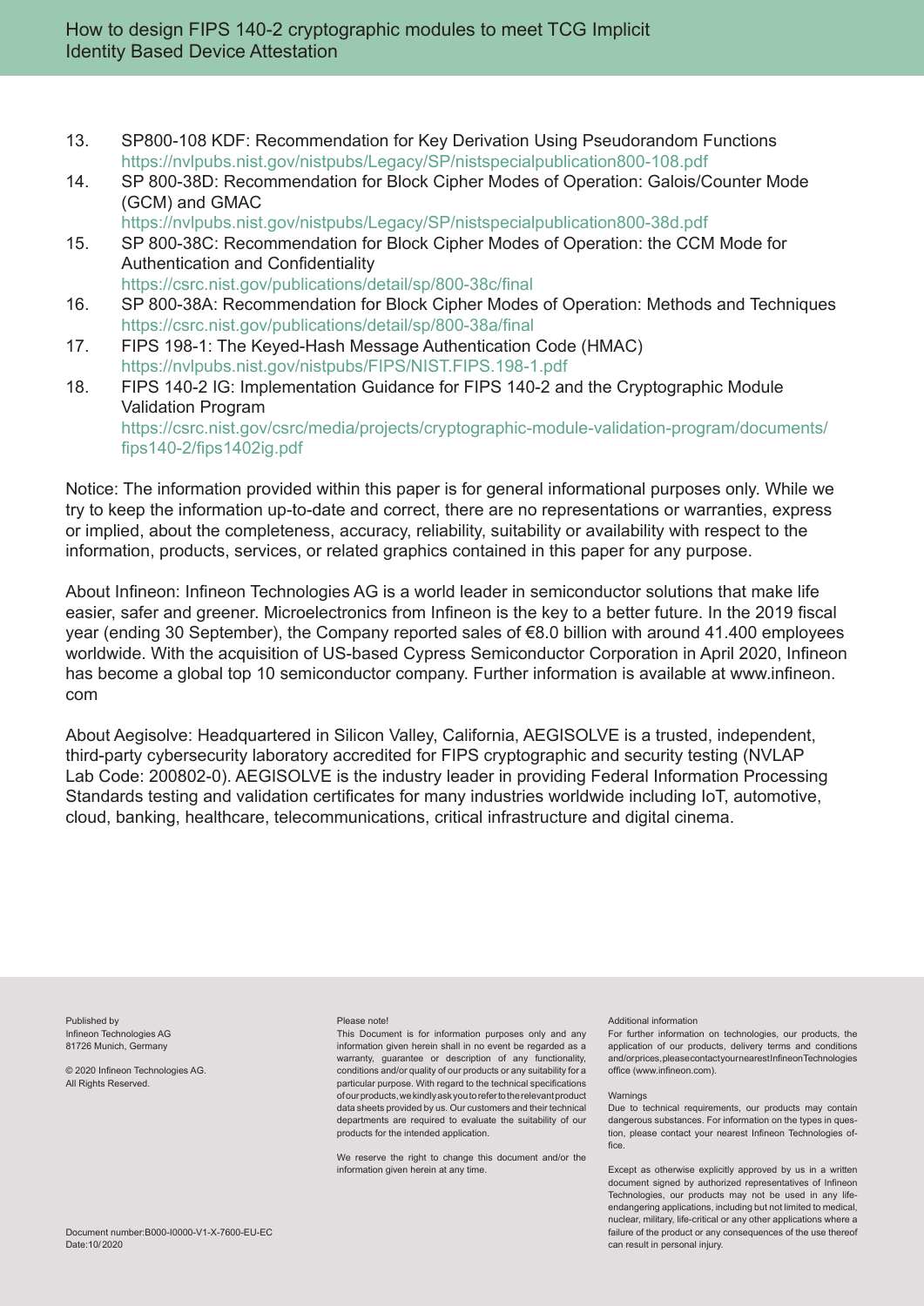13. SP800-108 KDF: Recommendation for Key Derivation Using Pseudorandom Functions
    https://nvlpubs.nist.gov/nistpubs/Legacy/SP/nistspecialpublication800-108.pdf
14. SP 800-38D: Recommendation for Block Cipher Modes of Operation: Galois/Counter Mode (GCM) and GMAC
    https://nvlpubs.nist.gov/nistpubs/Legacy/SP/nistspecialpublication800-38d.pdf
15. SP 800-38C: Recommendation for Block Cipher Modes of Operation: the CCM Mode for Authentication and Confidentiality
    https://csrc.nist.gov/publications/detail/sp/800-38c/final
16. SP 800-38A: Recommendation for Block Cipher Modes of Operation: Methods and Techniques
    https://csrc.nist.gov/publications/detail/sp/800-38a/final
17. FIPS 198-1: The Keyed-Hash Message Authentication Code (HMAC)
    https://nvlpubs.nist.gov/nistpubs/FIPS/NIST.FIPS.198-1.pdf
18. FIPS 140-2 IG: Implementation Guidance for FIPS 140-2 and the Cryptographic Module Validation Program
    https://csrc.nist.gov/csrc/media/projects/cryptographic-module-validation-program/documents/fips140-2/fips1402ig.pdf

Notice: The information provided within this paper is for general informational purposes only. While we try to keep the information up-to-date and correct, there are no representations or warranties, express or implied, about the completeness, accuracy, reliability, suitability or availability with respect to the information, products, services, or related graphics contained in this paper for any purpose.

About Infineon: Infineon Technologies AG is a world leader in semiconductor solutions that make life easier, safer and greener. Microelectronics from Infineon is the key to a better future. In the 2019 fiscal year (ending 30 September), the Company reported sales of €8.0 billion with around 41.400 employees worldwide. With the acquisition of US-based Cypress Semiconductor Corporation in April 2020, Infineon has become a global top 10 semiconductor company. Further information is available at www.infineon.com

About Aegisolve: Headquartered in Silicon Valley, California, AEGISOLVE is a trusted, independent, third-party cybersecurity laboratory accredited for FIPS cryptographic and security testing (NVLAP Lab Code: 200802-0). AEGISOLVE is the industry leader in providing Federal Information Processing Standards testing and validation certificates for many industries worldwide including IoT, automotive, cloud, banking, healthcare, telecommunications, critical infrastructure and digital cinema.

Published by
Infineon Technologies AG
81726 Munich, Germany

© 2020 Infineon Technologies AG.
All Rights Reserved.

Document number:B000-I0000-V1-X-7600-EU-EC
Date:10/2020

Please note!
This Document is for information purposes only and any information given herein shall in no event be regarded as a warranty, guarantee or description of any functionality, conditions and/or quality of our products or any suitability for a particular purpose. With regard to the technical specifications of our products, we kindly ask you to refer to the relevant product data sheets provided by us. Our customers and their technical departments are required to evaluate the suitability of our products for the intended application.

We reserve the right to change this document and/or the information given herein at any time.

Additional information
For further information on technologies, our products, the application of our products, delivery terms and conditions and/or prices, please contact your nearest Infineon Technologies office (www.infineon.com).

Warnings
Due to technical requirements, our products may contain dangerous substances. For information on the types in question, please contact your nearest Infineon Technologies office.

Except as otherwise explicitly approved by us in a written document signed by authorized representatives of Infineon Technologies, our products may not be used in any life-endangering applications, including but not limited to medical, nuclear, military, life-critical or any other applications where a failure of the product or any consequences of the use thereof can result in personal injury.